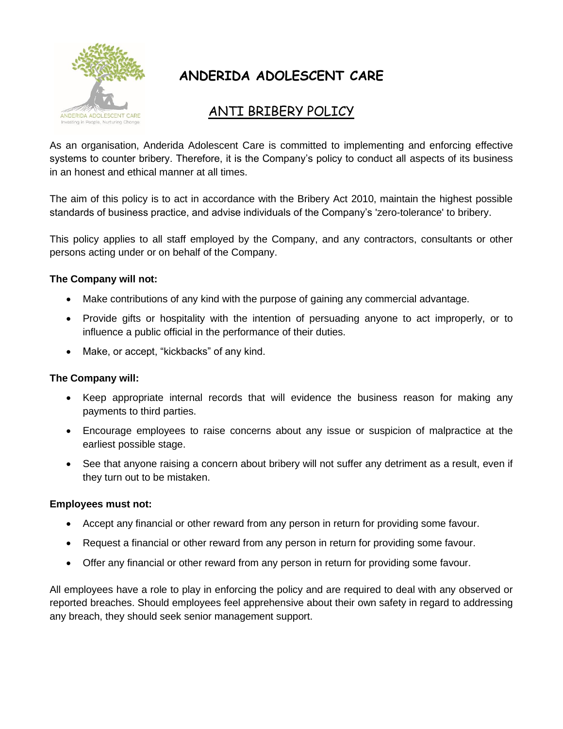# ANDERIDA ADOLESCENT CARE

## ANTI BRIBERY POLICY

As an organisation, Anderida Adolescent Care is committed to implementing and enforcing effective systems to counter bribery. Therefore, it is the Company's policy to conduct all aspects of its business in an honest and ethical manner at all times.

The aim of this policy is to act in accordance with the Bribery Act 2010, maintain the highest possible standards of business practice, and advise individuals of the Company's 'zero-tolerance' to bribery.

This policy applies to all staff employed by the Company, and any contractors, consultants or other persons acting under or on behalf of the Company.

**The Company will not:**

- Make contributions of any kind with the purpose of gaining any commercial advantage.
- Provide gifts or hospitality with the intention of persuading anyone to act improperly, or to influence a public official in the performance of their duties.
- Make, or accept, "kickbacks" of any kind.

**The Company will:**

- Keep appropriate internal records that will evidence the business reason for making any payments to third parties.
- Encourage employees to raise concerns about any issue or suspicion of malpractice at the earliest possible stage.
- See that anyone raising a concern about bribery will not suffer any detriment as a result, even if they turn out to be mistaken.

**Employees must not:**

- Accept any financial or other reward from any person in return for providing some favour.
- Request a financial or other reward from any person in return for providing some favour.
- Offer any financial or other reward from any person in return for providing some favour.

All employees have a role to play in enforcing the policy and are required to deal with any observed or reported breaches. Should employees feel apprehensive about their own safety in regard to addressing any breach, they should seek senior management support.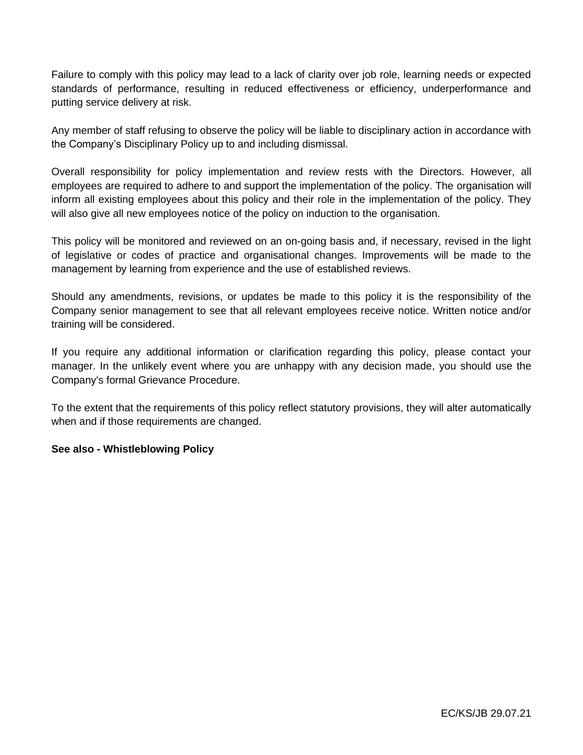Failure to comply with this policy may lead to a lack of clarity over job role, learning needs or expected standards of performance, resulting in reduced effectiveness or efficiency, underperformance and putting service delivery at risk.

Any member of staff refusing to observe the policy will be liable to disciplinary action in accordance with the Company's Disciplinary Policy up to and including dismissal.

Overall responsibility for policy implementation and review rests with the Directors. However, all employees are required to adhere to and support the implementation of the policy. The organisation will inform all existing employees about this policy and their role in the implementation of the policy. They will also give all new employees notice of the policy on induction to the organisation.

This policy will be monitored and reviewed on an on-going basis and, if necessary, revised in the light of legislative or codes of practice and organisational changes. Improvements will be made to the management by learning from experience and the use of established reviews.

Should any amendments, revisions, or updates be made to this policy it is the responsibility of the Company senior management to see that all relevant employees receive notice. Written notice and/or training will be considered.

If you require any additional information or clarification regarding this policy, please contact your manager. In the unlikely event where you are unhappy with any decision made, you should use the Company's formal Grievance Procedure.

To the extent that the requirements of this policy reflect statutory provisions, they will alter automatically when and if those requirements are changed.

**See also - Whistleblowing Policy**

EC/KS/JB 29.07.21